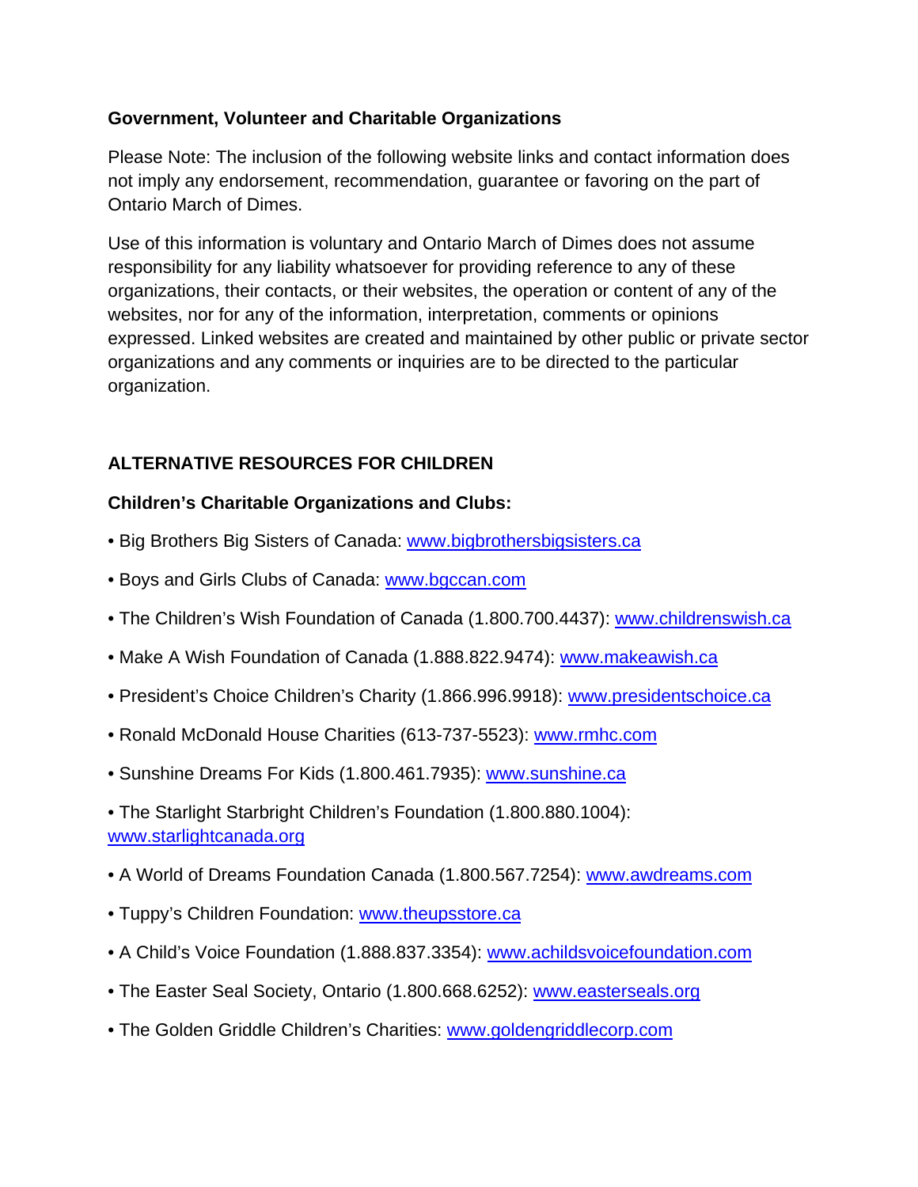**Government, Volunteer and Charitable Organizations**

Please Note: The inclusion of the following website links and contact information does not imply any endorsement, recommendation, guarantee or favoring on the part of Ontario March of Dimes.

Use of this information is voluntary and Ontario March of Dimes does not assume responsibility for any liability whatsoever for providing reference to any of these organizations, their contacts, or their websites, the operation or content of any of the websites, nor for any of the information, interpretation, comments or opinions expressed. Linked websites are created and maintained by other public or private sector organizations and any comments or inquiries are to be directed to the particular organization.

## ALTERNATIVE RESOURCES FOR CHILDREN

### Children's Charitable Organizations and Clubs:

- Big Brothers Big Sisters of Canada: www.bigbrothersbigsisters.ca
- Boys and Girls Clubs of Canada: www.bgccan.com
- The Children's Wish Foundation of Canada (1.800.700.4437): www.childrenswish.ca
- Make A Wish Foundation of Canada (1.888.822.9474): www.makeawish.ca
- President's Choice Children's Charity (1.866.996.9918): www.presidentschoice.ca
- Ronald McDonald House Charities (613-737-5523): www.rmhc.com
- Sunshine Dreams For Kids (1.800.461.7935): www.sunshine.ca
- The Starlight Starbright Children's Foundation (1.800.880.1004): www.starlightcanada.org
- A World of Dreams Foundation Canada (1.800.567.7254): www.awdreams.com
- Tuppy's Children Foundation: www.theupsstore.ca
- A Child's Voice Foundation (1.888.837.3354): www.achildsvoicefoundation.com
- The Easter Seal Society, Ontario (1.800.668.6252): www.easterseals.org
- The Golden Griddle Children's Charities: www.goldengriddlecorp.com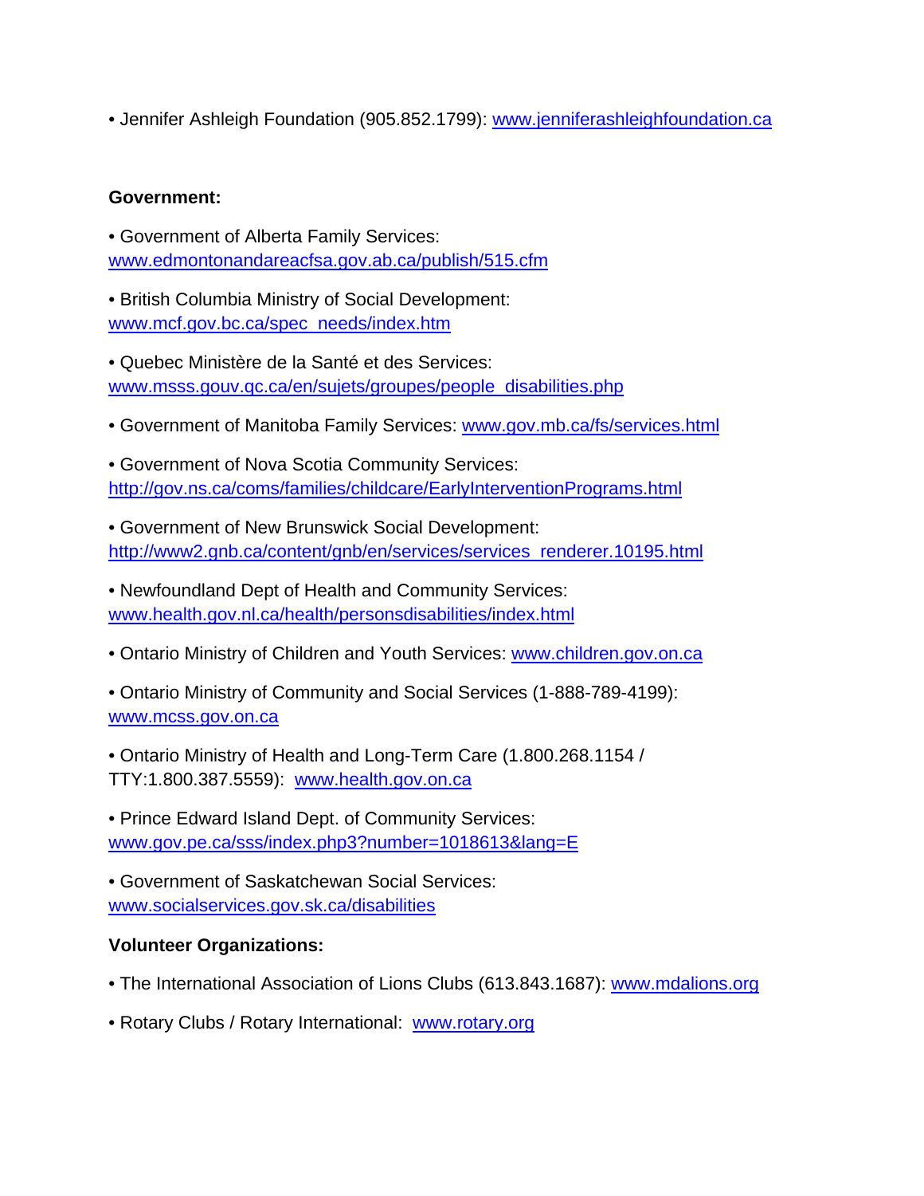- Jennifer Ashleigh Foundation (905.852.1799): www.jenniferashleighfoundation.ca

**Government:**

- Government of Alberta Family Services: www.edmontonandareacfsa.gov.ab.ca/publish/515.cfm
- British Columbia Ministry of Social Development: www.mcf.gov.bc.ca/spec_needs/index.htm
- Quebec Ministère de la Santé et des Services: www.msss.gouv.qc.ca/en/sujets/groupes/people_disabilities.php
- Government of Manitoba Family Services: www.gov.mb.ca/fs/services.html
- Government of Nova Scotia Community Services: http://gov.ns.ca/coms/families/childcare/EarlyInterventionPrograms.html
- Government of New Brunswick Social Development: http://www2.gnb.ca/content/gnb/en/services/services_renderer.10195.html
- Newfoundland Dept of Health and Community Services: www.health.gov.nl.ca/health/personsdisabilities/index.html
- Ontario Ministry of Children and Youth Services: www.children.gov.on.ca
- Ontario Ministry of Community and Social Services (1-888-789-4199): www.mcss.gov.on.ca
- Ontario Ministry of Health and Long-Term Care (1.800.268.1154 / TTY:1.800.387.5559): www.health.gov.on.ca
- Prince Edward Island Dept. of Community Services: www.gov.pe.ca/sss/index.php3?number=1018613&lang=E
- Government of Saskatchewan Social Services: www.socialservices.gov.sk.ca/disabilities

**Volunteer Organizations:**

- The International Association of Lions Clubs (613.843.1687): www.mdalions.org
- Rotary Clubs / Rotary International: www.rotary.org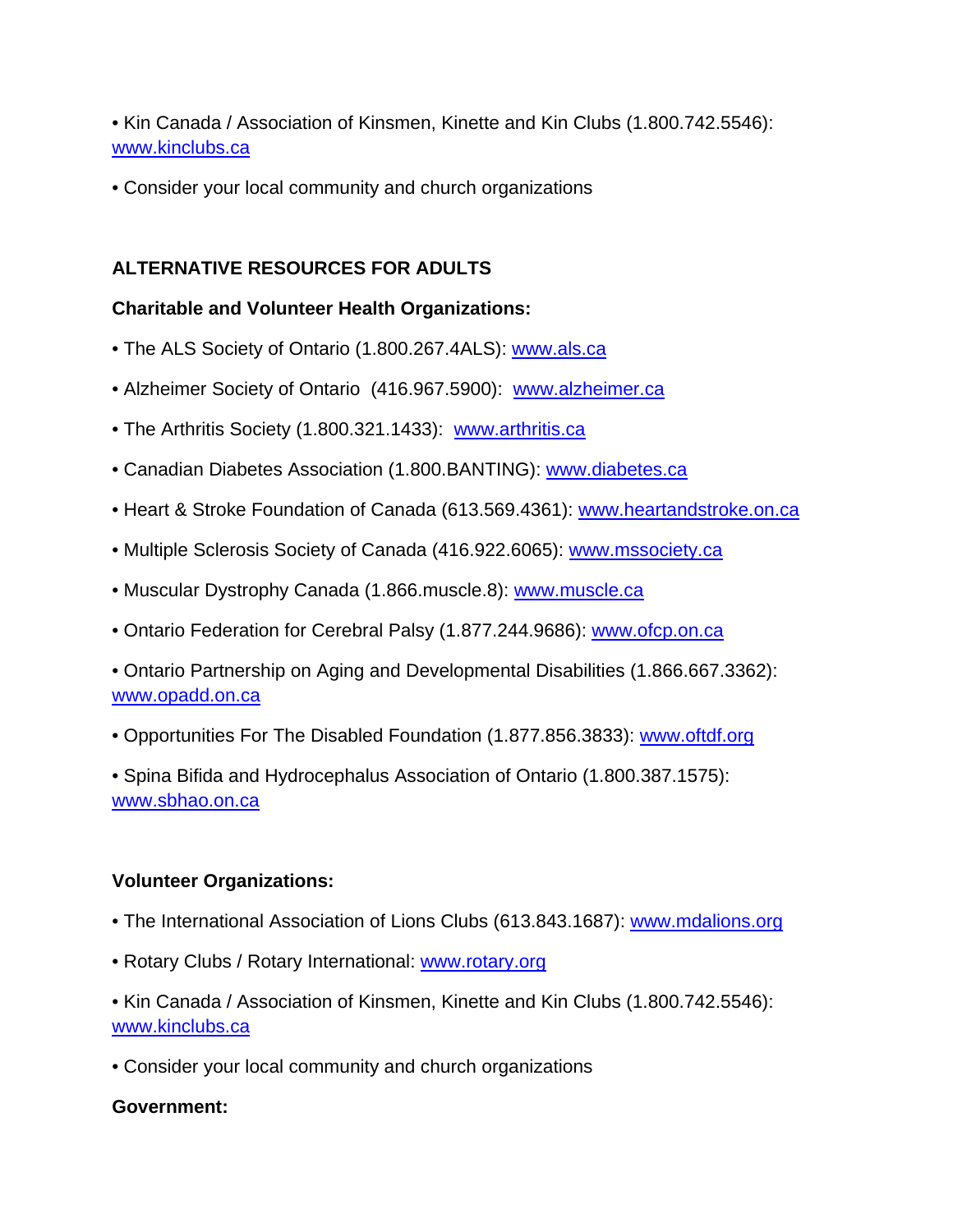• Kin Canada / Association of Kinsmen, Kinette and Kin Clubs (1.800.742.5546): www.kinclubs.ca

• Consider your local community and church organizations

## ALTERNATIVE RESOURCES FOR ADULTS

### Charitable and Volunteer Health Organizations:

• The ALS Society of Ontario (1.800.267.4ALS): www.als.ca

• Alzheimer Society of Ontario (416.967.5900): www.alzheimer.ca

• The Arthritis Society (1.800.321.1433): www.arthritis.ca

• Canadian Diabetes Association (1.800.BANTING): www.diabetes.ca

• Heart & Stroke Foundation of Canada (613.569.4361): www.heartandstroke.on.ca

• Multiple Sclerosis Society of Canada (416.922.6065): www.mssociety.ca

• Muscular Dystrophy Canada (1.866.muscle.8): www.muscle.ca

• Ontario Federation for Cerebral Palsy (1.877.244.9686): www.ofcp.on.ca

• Ontario Partnership on Aging and Developmental Disabilities (1.866.667.3362): www.opadd.on.ca

• Opportunities For The Disabled Foundation (1.877.856.3833): www.oftdf.org

• Spina Bifida and Hydrocephalus Association of Ontario (1.800.387.1575): www.sbhao.on.ca

### Volunteer Organizations:

• The International Association of Lions Clubs (613.843.1687): www.mdalions.org

• Rotary Clubs / Rotary International: www.rotary.org

• Kin Canada / Association of Kinsmen, Kinette and Kin Clubs (1.800.742.5546): www.kinclubs.ca

• Consider your local community and church organizations

### Government: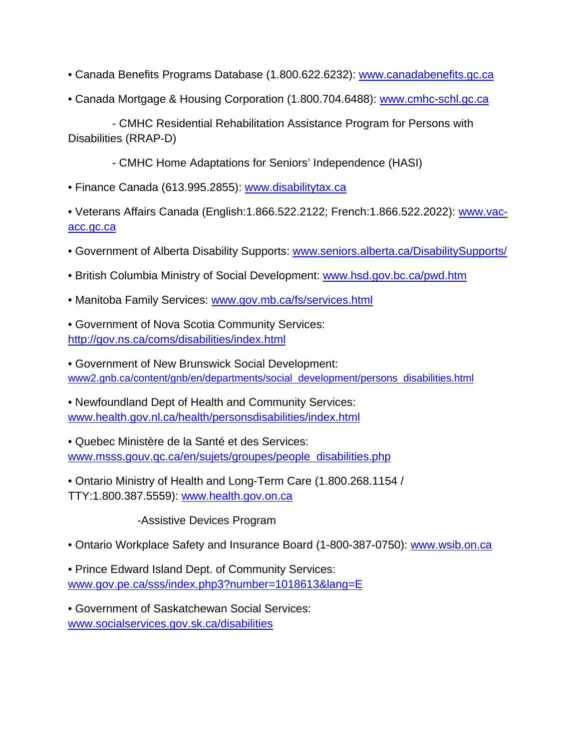- Canada Benefits Programs Database (1.800.622.6232): www.canadabenefits.gc.ca
- Canada Mortgage & Housing Corporation (1.800.704.6488): www.cmhc-schl.gc.ca
    - CMHC Residential Rehabilitation Assistance Program for Persons with Disabilities (RRAP-D)
    - CMHC Home Adaptations for Seniors' Independence (HASI)
- Finance Canada (613.995.2855): www.disabilitytax.ca
- Veterans Affairs Canada (English:1.866.522.2122; French:1.866.522.2022): www.vac-acc.gc.ca
- Government of Alberta Disability Supports: www.seniors.alberta.ca/DisabilitySupports/
- British Columbia Ministry of Social Development: www.hsd.gov.bc.ca/pwd.htm
- Manitoba Family Services: www.gov.mb.ca/fs/services.html
- Government of Nova Scotia Community Services: http://gov.ns.ca/coms/disabilities/index.html
- Government of New Brunswick Social Development: www2.gnb.ca/content/gnb/en/departments/social_development/persons_disabilities.html
- Newfoundland Dept of Health and Community Services: www.health.gov.nl.ca/health/personsdisabilities/index.html
- Quebec Ministère de la Santé et des Services: www.msss.gouv.qc.ca/en/sujets/groupes/people_disabilities.php
- Ontario Ministry of Health and Long-Term Care (1.800.268.1154 / TTY:1.800.387.5559): www.health.gov.on.ca
    - Assistive Devices Program
- Ontario Workplace Safety and Insurance Board (1-800-387-0750): www.wsib.on.ca
- Prince Edward Island Dept. of Community Services: www.gov.pe.ca/sss/index.php3?number=1018613&lang=E
- Government of Saskatchewan Social Services: www.socialservices.gov.sk.ca/disabilities